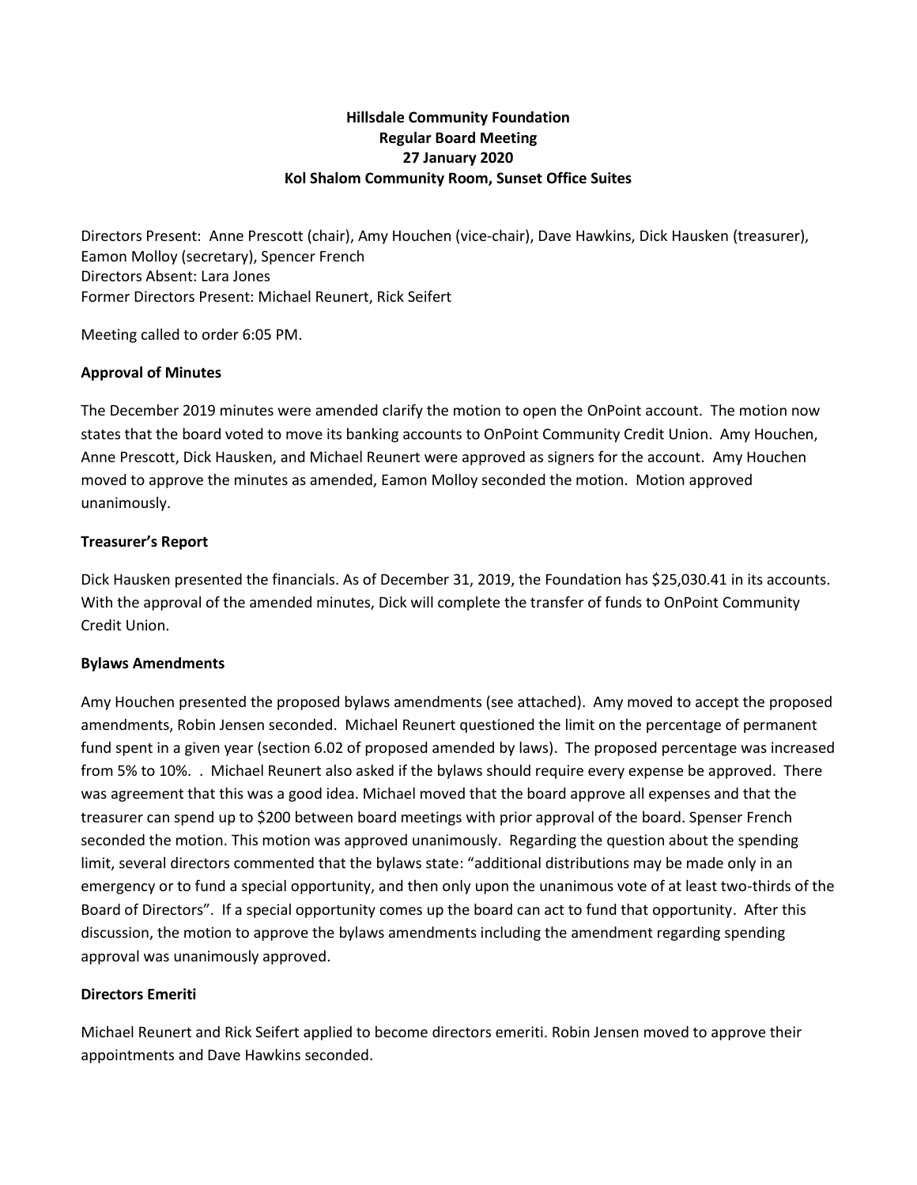**Hillsdale Community Foundation**
**Regular Board Meeting**
**27 January 2020**
**Kol Shalom Community Room, Sunset Office Suites**

Directors Present: Anne Prescott (chair), Amy Houchen (vice-chair), Dave Hawkins, Dick Hausken (treasurer), Eamon Molloy (secretary), Spencer French
Directors Absent: Lara Jones
Former Directors Present: Michael Reunert, Rick Seifert

Meeting called to order 6:05 PM.

**Approval of Minutes**

The December 2019 minutes were amended clarify the motion to open the OnPoint account. The motion now states that the board voted to move its banking accounts to OnPoint Community Credit Union. Amy Houchen, Anne Prescott, Dick Hausken, and Michael Reunert were approved as signers for the account. Amy Houchen moved to approve the minutes as amended, Eamon Molloy seconded the motion. Motion approved unanimously.

**Treasurer's Report**

Dick Hausken presented the financials. As of December 31, 2019, the Foundation has $25,030.41 in its accounts. With the approval of the amended minutes, Dick will complete the transfer of funds to OnPoint Community Credit Union.

**Bylaws Amendments**

Amy Houchen presented the proposed bylaws amendments (see attached). Amy moved to accept the proposed amendments, Robin Jensen seconded. Michael Reunert questioned the limit on the percentage of permanent fund spent in a given year (section 6.02 of proposed amended by laws). The proposed percentage was increased from 5% to 10%. . Michael Reunert also asked if the bylaws should require every expense be approved. There was agreement that this was a good idea. Michael moved that the board approve all expenses and that the treasurer can spend up to $200 between board meetings with prior approval of the board. Spenser French seconded the motion. This motion was approved unanimously. Regarding the question about the spending limit, several directors commented that the bylaws state: "additional distributions may be made only in an emergency or to fund a special opportunity, and then only upon the unanimous vote of at least two-thirds of the Board of Directors". If a special opportunity comes up the board can act to fund that opportunity. After this discussion, the motion to approve the bylaws amendments including the amendment regarding spending approval was unanimously approved.

**Directors Emeriti**

Michael Reunert and Rick Seifert applied to become directors emeriti. Robin Jensen moved to approve their appointments and Dave Hawkins seconded.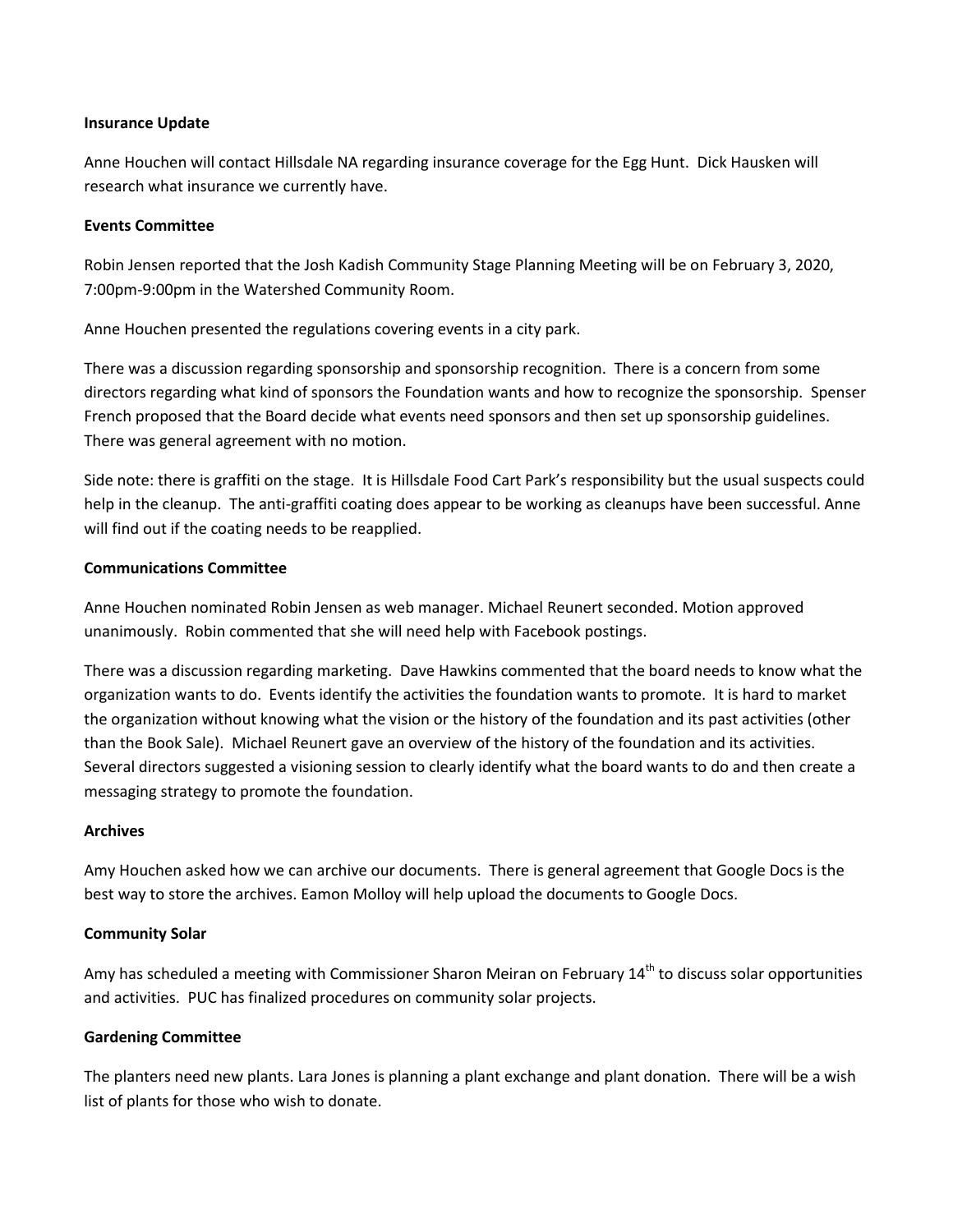**Insurance Update**

Anne Houchen will contact Hillsdale NA regarding insurance coverage for the Egg Hunt. Dick Hausken will research what insurance we currently have.

**Events Committee**

Robin Jensen reported that the Josh Kadish Community Stage Planning Meeting will be on February 3, 2020, 7:00pm-9:00pm in the Watershed Community Room.

Anne Houchen presented the regulations covering events in a city park.

There was a discussion regarding sponsorship and sponsorship recognition. There is a concern from some directors regarding what kind of sponsors the Foundation wants and how to recognize the sponsorship. Spenser French proposed that the Board decide what events need sponsors and then set up sponsorship guidelines. There was general agreement with no motion.

Side note: there is graffiti on the stage. It is Hillsdale Food Cart Park's responsibility but the usual suspects could help in the cleanup. The anti-graffiti coating does appear to be working as cleanups have been successful. Anne will find out if the coating needs to be reapplied.

**Communications Committee**

Anne Houchen nominated Robin Jensen as web manager. Michael Reunert seconded. Motion approved unanimously. Robin commented that she will need help with Facebook postings.

There was a discussion regarding marketing. Dave Hawkins commented that the board needs to know what the organization wants to do. Events identify the activities the foundation wants to promote. It is hard to market the organization without knowing what the vision or the history of the foundation and its past activities (other than the Book Sale). Michael Reunert gave an overview of the history of the foundation and its activities. Several directors suggested a visioning session to clearly identify what the board wants to do and then create a messaging strategy to promote the foundation.

**Archives**

Amy Houchen asked how we can archive our documents. There is general agreement that Google Docs is the best way to store the archives. Eamon Molloy will help upload the documents to Google Docs.

**Community Solar**

Amy has scheduled a meeting with Commissioner Sharon Meiran on February 14th to discuss solar opportunities and activities. PUC has finalized procedures on community solar projects.

**Gardening Committee**

The planters need new plants. Lara Jones is planning a plant exchange and plant donation. There will be a wish list of plants for those who wish to donate.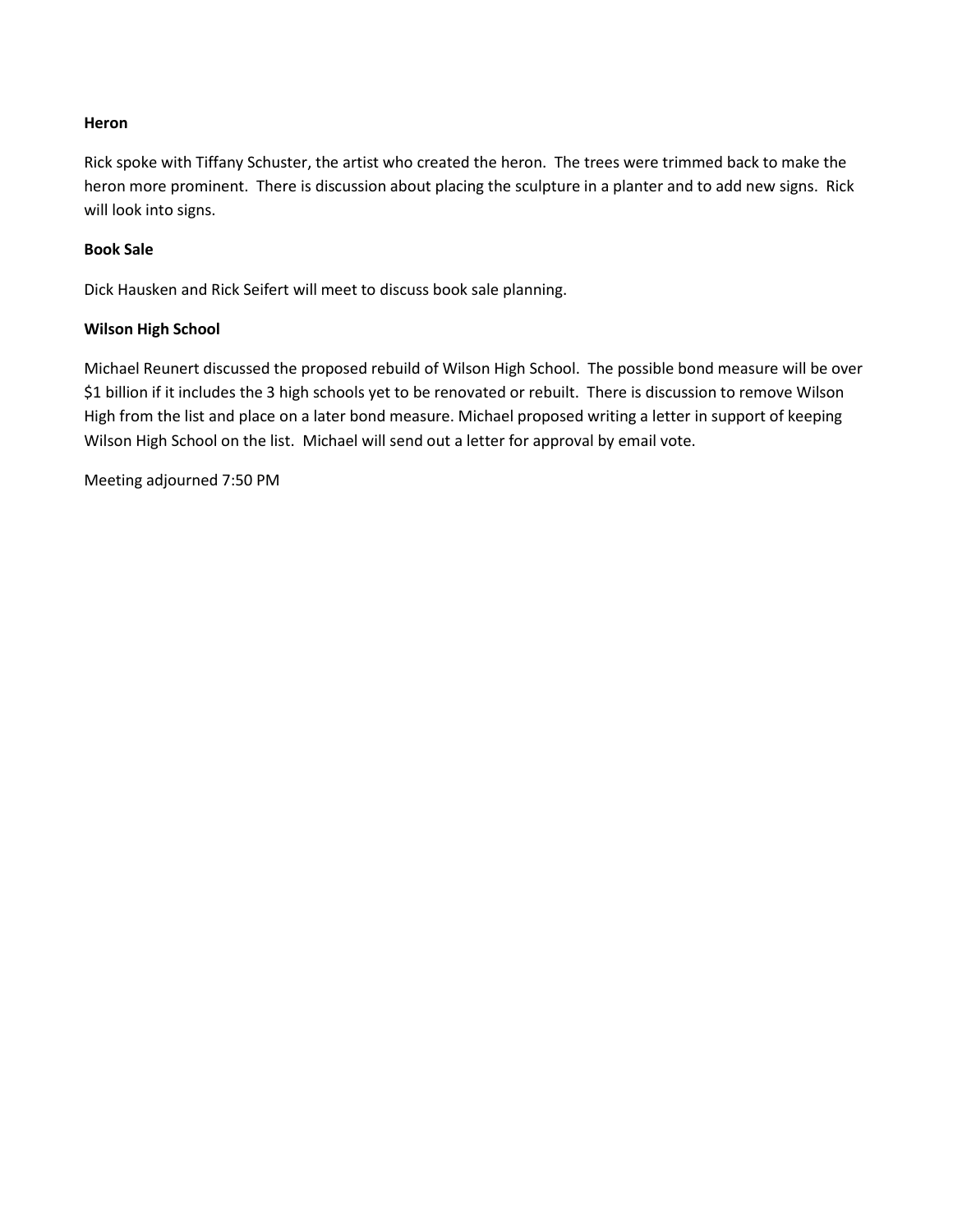**Heron**

Rick spoke with Tiffany Schuster, the artist who created the heron. The trees were trimmed back to make the heron more prominent. There is discussion about placing the sculpture in a planter and to add new signs. Rick will look into signs.

**Book Sale**

Dick Hausken and Rick Seifert will meet to discuss book sale planning.

**Wilson High School**

Michael Reunert discussed the proposed rebuild of Wilson High School. The possible bond measure will be over $1 billion if it includes the 3 high schools yet to be renovated or rebuilt. There is discussion to remove Wilson High from the list and place on a later bond measure. Michael proposed writing a letter in support of keeping Wilson High School on the list. Michael will send out a letter for approval by email vote.

Meeting adjourned 7:50 PM